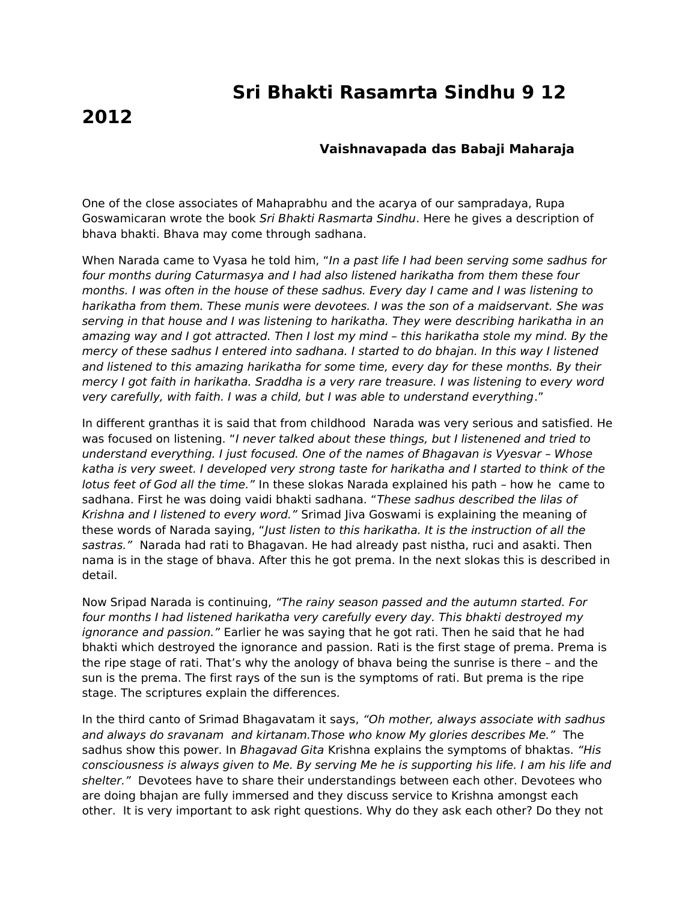# Sri Bhakti Rasamrta Sindhu 9 12 2012

**Vaishnavapada das Babaji Maharaja**

One of the close associates of Mahaprabhu and the acarya of our sampradaya, Rupa Goswamicaran wrote the book *Sri Bhakti Rasmarta Sindhu*. Here he gives a description of bhava bhakti. Bhava may come through sadhana.

When Narada came to Vyasa he told him, "*In a past life I had been serving some sadhus for four months during Caturmasya and I had also listened harikatha from them these four months. I was often in the house of these sadhus. Every day I came and I was listening to harikatha from them. These munis were devotees. I was the son of a maidservant. She was serving in that house and I was listening to harikatha. They were describing harikatha in an amazing way and I got attracted. Then I lost my mind – this harikatha stole my mind. By the mercy of these sadhus I entered into sadhana. I started to do bhajan. In this way I listened and listened to this amazing harikatha for some time, every day for these months. By their mercy I got faith in harikatha. Sraddha is a very rare treasure. I was listening to every word very carefully, with faith. I was a child, but I was able to understand everything*."

In different granthas it is said that from childhood Narada was very serious and satisfied. He was focused on listening. "*I never talked about these things, but I listenened and tried to understand everything. I just focused. One of the names of Bhagavan is Vyesvar – Whose katha is very sweet. I developed very strong taste for harikatha and I started to think of the lotus feet of God all the time.*" In these slokas Narada explained his path – how he came to sadhana. First he was doing vaidi bhakti sadhana. "*These sadhus described the lilas of Krishna and I listened to every word.*" Srimad Jiva Goswami is explaining the meaning of these words of Narada saying, "*Just listen to this harikatha. It is the instruction of all the sastras.*" Narada had rati to Bhagavan. He had already past nistha, ruci and asakti. Then nama is in the stage of bhava. After this he got prema. In the next slokas this is described in detail.

Now Sripad Narada is continuing, *"The rainy season passed and the autumn started. For four months I had listened harikatha very carefully every day. This bhakti destroyed my ignorance and passion."* Earlier he was saying that he got rati. Then he said that he had bhakti which destroyed the ignorance and passion. Rati is the first stage of prema. Prema is the ripe stage of rati. That's why the anology of bhava being the sunrise is there – and the sun is the prema. The first rays of the sun is the symptoms of rati. But prema is the ripe stage. The scriptures explain the differences.

In the third canto of Srimad Bhagavatam it says, *"Oh mother, always associate with sadhus and always do sravanam and kirtanam.Those who know My glories describes Me."* The sadhus show this power. In *Bhagavad Gita* Krishna explains the symptoms of bhaktas. *"His consciousness is always given to Me. By serving Me he is supporting his life. I am his life and shelter."* Devotees have to share their understandings between each other. Devotees who are doing bhajan are fully immersed and they discuss service to Krishna amongst each other. It is very important to ask right questions. Why do they ask each other? Do they not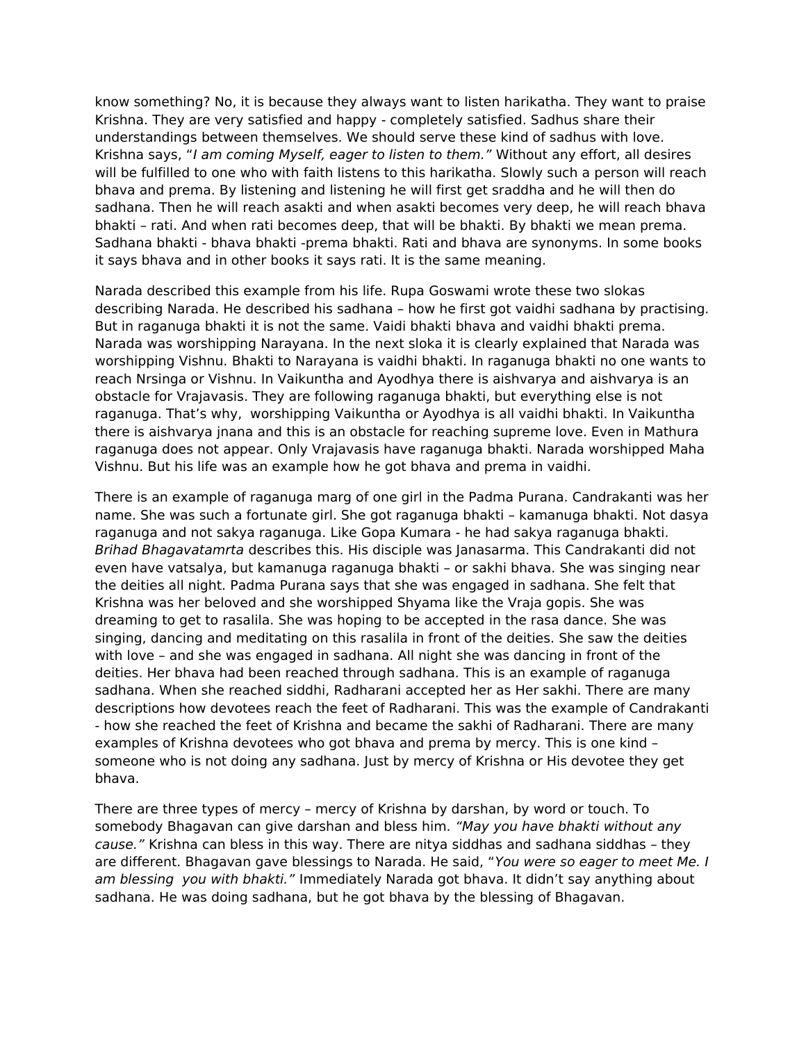know something? No, it is because they always want to listen harikatha. They want to praise Krishna. They are very satisfied and happy - completely satisfied. Sadhus share their understandings between themselves. We should serve these kind of sadhus with love. Krishna says, "*I am coming Myself, eager to listen to them.*" Without any effort, all desires will be fulfilled to one who with faith listens to this harikatha. Slowly such a person will reach bhava and prema. By listening and listening he will first get sraddha and he will then do sadhana. Then he will reach asakti and when asakti becomes very deep, he will reach bhava bhakti – rati. And when rati becomes deep, that will be bhakti. By bhakti we mean prema. Sadhana bhakti - bhava bhakti -prema bhakti. Rati and bhava are synonyms. In some books it says bhava and in other books it says rati. It is the same meaning.

Narada described this example from his life. Rupa Goswami wrote these two slokas describing Narada. He described his sadhana – how he first got vaidhi sadhana by practising. But in raganuga bhakti it is not the same. Vaidi bhakti bhava and vaidhi bhakti prema. Narada was worshipping Narayana. In the next sloka it is clearly explained that Narada was worshipping Vishnu. Bhakti to Narayana is vaidhi bhakti. In raganuga bhakti no one wants to reach Nrsinga or Vishnu. In Vaikuntha and Ayodhya there is aishvarya and aishvarya is an obstacle for Vrajavasis. They are following raganuga bhakti, but everything else is not raganuga. That's why, worshipping Vaikuntha or Ayodhya is all vaidhi bhakti. In Vaikuntha there is aishvarya jnana and this is an obstacle for reaching supreme love. Even in Mathura raganuga does not appear. Only Vrajavasis have raganuga bhakti. Narada worshipped Maha Vishnu. But his life was an example how he got bhava and prema in vaidhi.

There is an example of raganuga marg of one girl in the Padma Purana. Candrakanti was her name. She was such a fortunate girl. She got raganuga bhakti – kamanuga bhakti. Not dasya raganuga and not sakya raganuga. Like Gopa Kumara - he had sakya raganuga bhakti. *Brihad Bhagavatamrta* describes this. His disciple was Janasarma. This Candrakanti did not even have vatsalya, but kamanuga raganuga bhakti – or sakhi bhava. She was singing near the deities all night. Padma Purana says that she was engaged in sadhana. She felt that Krishna was her beloved and she worshipped Shyama like the Vraja gopis. She was dreaming to get to rasalila. She was hoping to be accepted in the rasa dance. She was singing, dancing and meditating on this rasalila in front of the deities. She saw the deities with love – and she was engaged in sadhana. All night she was dancing in front of the deities. Her bhava had been reached through sadhana. This is an example of raganuga sadhana. When she reached siddhi, Radharani accepted her as Her sakhi. There are many descriptions how devotees reach the feet of Radharani. This was the example of Candrakanti - how she reached the feet of Krishna and became the sakhi of Radharani. There are many examples of Krishna devotees who got bhava and prema by mercy. This is one kind – someone who is not doing any sadhana. Just by mercy of Krishna or His devotee they get bhava.

There are three types of mercy – mercy of Krishna by darshan, by word or touch. To somebody Bhagavan can give darshan and bless him. *"May you have bhakti without any cause."* Krishna can bless in this way. There are nitya siddhas and sadhana siddhas – they are different. Bhagavan gave blessings to Narada. He said, "*You were so eager to meet Me. I am blessing you with bhakti.*" Immediately Narada got bhava. It didn't say anything about sadhana. He was doing sadhana, but he got bhava by the blessing of Bhagavan.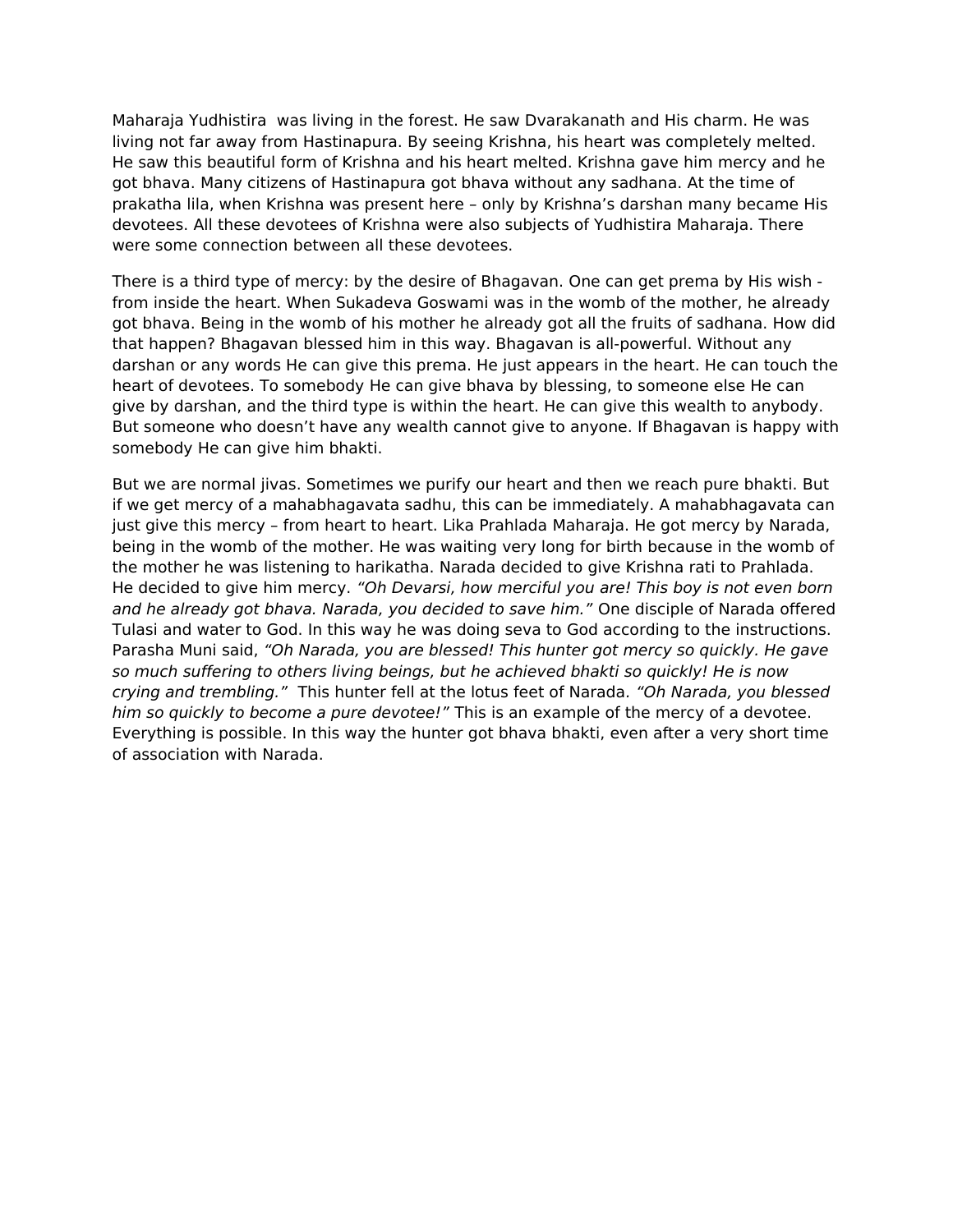Maharaja Yudhistira  was living in the forest. He saw Dvarakanath and His charm. He was living not far away from Hastinapura. By seeing Krishna, his heart was completely melted. He saw this beautiful form of Krishna and his heart melted. Krishna gave him mercy and he got bhava. Many citizens of Hastinapura got bhava without any sadhana. At the time of prakatha lila, when Krishna was present here – only by Krishna's darshan many became His devotees. All these devotees of Krishna were also subjects of Yudhistira Maharaja. There were some connection between all these devotees.

There is a third type of mercy: by the desire of Bhagavan. One can get prema by His wish - from inside the heart. When Sukadeva Goswami was in the womb of the mother, he already got bhava. Being in the womb of his mother he already got all the fruits of sadhana. How did that happen? Bhagavan blessed him in this way. Bhagavan is all-powerful. Without any darshan or any words He can give this prema. He just appears in the heart. He can touch the heart of devotees. To somebody He can give bhava by blessing, to someone else He can give by darshan, and the third type is within the heart. He can give this wealth to anybody. But someone who doesn't have any wealth cannot give to anyone. If Bhagavan is happy with somebody He can give him bhakti.

But we are normal jivas. Sometimes we purify our heart and then we reach pure bhakti. But if we get mercy of a mahabhagavata sadhu, this can be immediately. A mahabhagavata can just give this mercy – from heart to heart. Lika Prahlada Maharaja. He got mercy by Narada, being in the womb of the mother. He was waiting very long for birth because in the womb of the mother he was listening to harikatha. Narada decided to give Krishna rati to Prahlada. He decided to give him mercy. *"Oh Devarsi, how merciful you are! This boy is not even born and he already got bhava. Narada, you decided to save him."* One disciple of Narada offered Tulasi and water to God. In this way he was doing seva to God according to the instructions. Parasha Muni said, *"Oh Narada, you are blessed! This hunter got mercy so quickly. He gave so much suffering to others living beings, but he achieved bhakti so quickly! He is now crying and trembling."*  This hunter fell at the lotus feet of Narada. *"Oh Narada, you blessed him so quickly to become a pure devotee!"* This is an example of the mercy of a devotee. Everything is possible. In this way the hunter got bhava bhakti, even after a very short time of association with Narada.